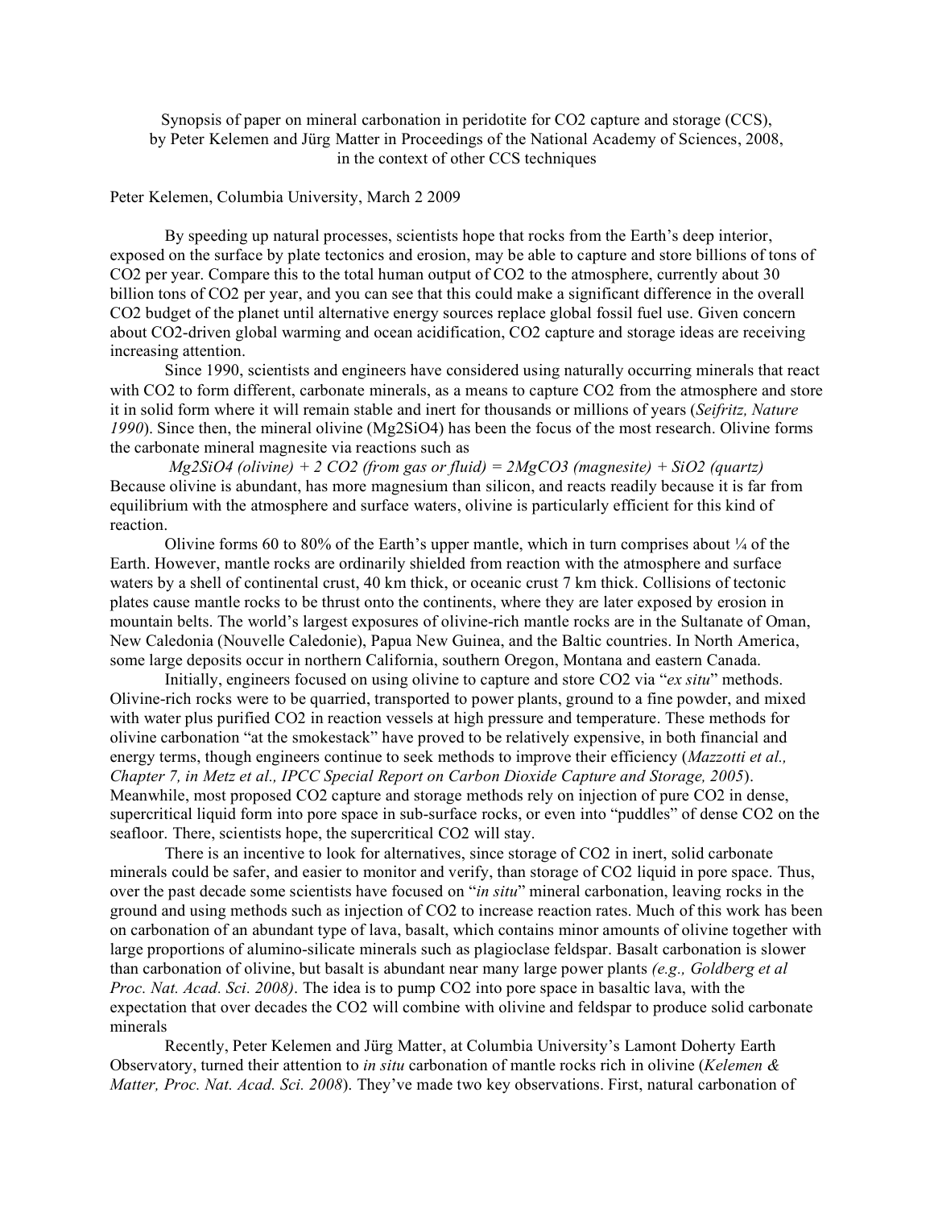Synopsis of paper on mineral carbonation in peridotite for $CO_2$ capture and storage (CCS), by Peter Kelemen and Jürg Matter in Proceedings of the National Academy of Sciences, 2008, in the context of other CCS techniques

Peter Kelemen, Columbia University, March 2 2009

By speeding up natural processes, scientists hope that rocks from the Earth's deep interior, exposed on the surface by plate tectonics and erosion, may be able to capture and store billions of tons of $CO_2$ per year. Compare this to the total human output of $CO_2$ to the atmosphere, currently about 30 billion tons of $CO_2$ per year, and you can see that this could make a significant difference in the overall $CO_2$ budget of the planet until alternative energy sources replace global fossil fuel use. Given concern about $CO_2$-driven global warming and ocean acidification, $CO_2$ capture and storage ideas are receiving increasing attention.

Since 1990, scientists and engineers have considered using naturally occurring minerals that react with $CO_2$ to form different, carbonate minerals, as a means to capture $CO_2$ from the atmosphere and store it in solid form where it will remain stable and inert for thousands or millions of years (*Seifritz, Nature 1990*). Since then, the mineral olivine ($Mg_2SiO_4$) has been the focus of the most research. Olivine forms the carbonate mineral magnesite via reactions such as

*$Mg_2SiO_4$ (olivine) + 2 $CO_2$ (from gas or fluid) = 2$MgCO_3$ (magnesite) + $SiO_2$ (quartz)*

Because olivine is abundant, has more magnesium than silicon, and reacts readily because it is far from equilibrium with the atmosphere and surface waters, olivine is particularly efficient for this kind of reaction.

Olivine forms 60 to 80% of the Earth's upper mantle, which in turn comprises about ¼ of the Earth. However, mantle rocks are ordinarily shielded from reaction with the atmosphere and surface waters by a shell of continental crust, 40 km thick, or oceanic crust 7 km thick. Collisions of tectonic plates cause mantle rocks to be thrust onto the continents, where they are later exposed by erosion in mountain belts. The world's largest exposures of olivine-rich mantle rocks are in the Sultanate of Oman, New Caledonia (Nouvelle Caledonie), Papua New Guinea, and the Baltic countries. In North America, some large deposits occur in northern California, southern Oregon, Montana and eastern Canada.

Initially, engineers focused on using olivine to capture and store $CO_2$ via "*ex situ*" methods. Olivine-rich rocks were to be quarried, transported to power plants, ground to a fine powder, and mixed with water plus purified $CO_2$ in reaction vessels at high pressure and temperature. These methods for olivine carbonation "at the smokestack" have proved to be relatively expensive, in both financial and energy terms, though engineers continue to seek methods to improve their efficiency (*Mazzotti et al., Chapter 7, in Metz et al., IPCC Special Report on Carbon Dioxide Capture and Storage, 2005*). Meanwhile, most proposed $CO_2$ capture and storage methods rely on injection of pure $CO_2$ in dense, supercritical liquid form into pore space in sub-surface rocks, or even into "puddles" of dense $CO_2$ on the seafloor. There, scientists hope, the supercritical $CO_2$ will stay.

There is an incentive to look for alternatives, since storage of $CO_2$ in inert, solid carbonate minerals could be safer, and easier to monitor and verify, than storage of $CO_2$ liquid in pore space. Thus, over the past decade some scientists have focused on "*in situ*" mineral carbonation, leaving rocks in the ground and using methods such as injection of $CO_2$ to increase reaction rates. Much of this work has been on carbonation of an abundant type of lava, basalt, which contains minor amounts of olivine together with large proportions of alumino-silicate minerals such as plagioclase feldspar. Basalt carbonation is slower than carbonation of olivine, but basalt is abundant near many large power plants *(e.g., Goldberg et al Proc. Nat. Acad. Sci. 2008)*. The idea is to pump $CO_2$ into pore space in basaltic lava, with the expectation that over decades the $CO_2$ will combine with olivine and feldspar to produce solid carbonate minerals

Recently, Peter Kelemen and Jürg Matter, at Columbia University's Lamont Doherty Earth Observatory, turned their attention to *in situ* carbonation of mantle rocks rich in olivine (*Kelemen & Matter, Proc. Nat. Acad. Sci. 2008*). They've made two key observations. First, natural carbonation of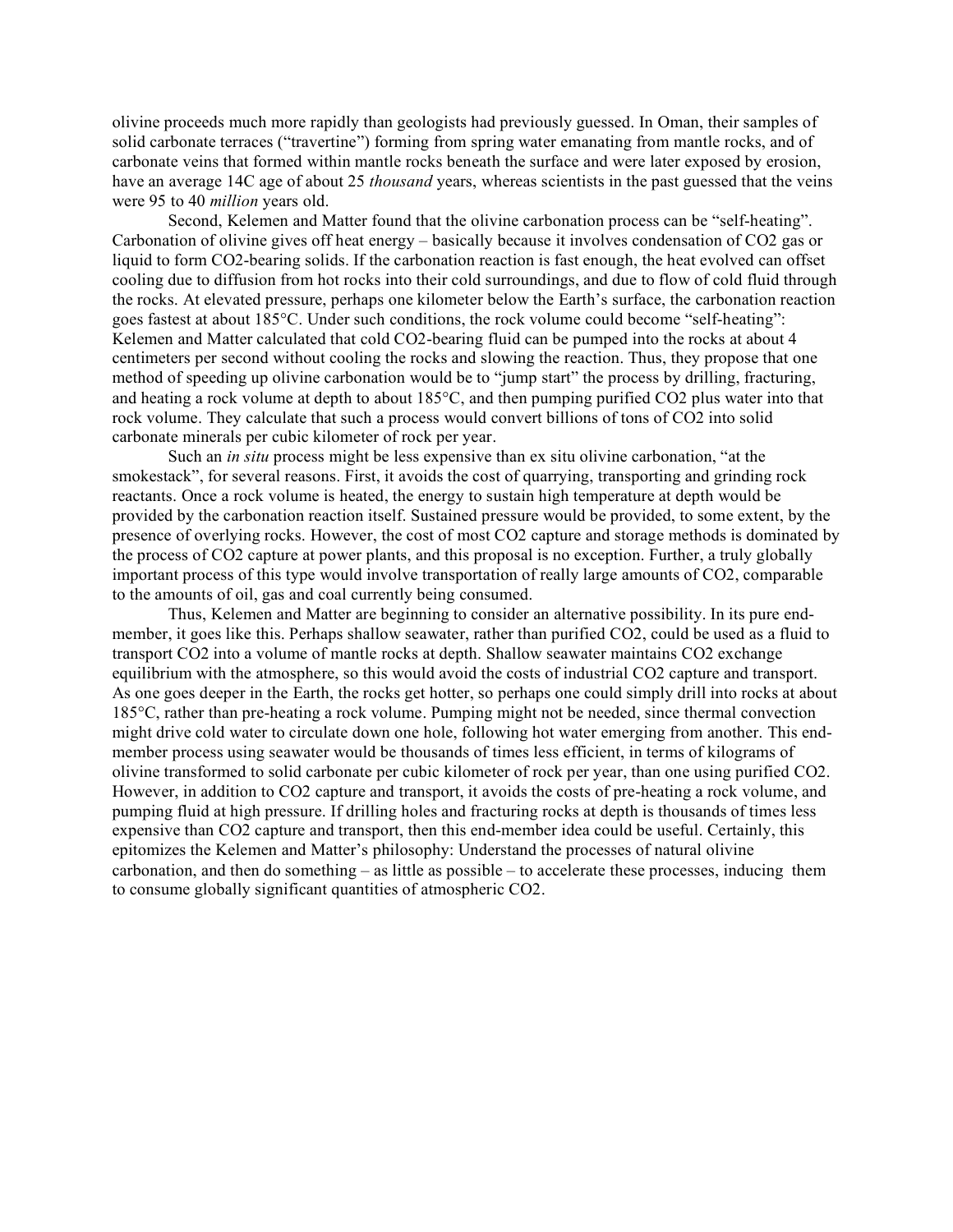olivine proceeds much more rapidly than geologists had previously guessed. In Oman, their samples of solid carbonate terraces ("travertine") forming from spring water emanating from mantle rocks, and of carbonate veins that formed within mantle rocks beneath the surface and were later exposed by erosion, have an average 14C age of about 25 *thousand* years, whereas scientists in the past guessed that the veins were 95 to 40 *million* years old.

Second, Kelemen and Matter found that the olivine carbonation process can be "self-heating". Carbonation of olivine gives off heat energy – basically because it involves condensation of $CO_2$ gas or liquid to form $CO_2$-bearing solids. If the carbonation reaction is fast enough, the heat evolved can offset cooling due to diffusion from hot rocks into their cold surroundings, and due to flow of cold fluid through the rocks. At elevated pressure, perhaps one kilometer below the Earth's surface, the carbonation reaction goes fastest at about 185°C. Under such conditions, the rock volume could become "self-heating": Kelemen and Matter calculated that cold $CO_2$-bearing fluid can be pumped into the rocks at about 4 centimeters per second without cooling the rocks and slowing the reaction. Thus, they propose that one method of speeding up olivine carbonation would be to "jump start" the process by drilling, fracturing, and heating a rock volume at depth to about 185°C, and then pumping purified $CO_2$ plus water into that rock volume. They calculate that such a process would convert billions of tons of $CO_2$ into solid carbonate minerals per cubic kilometer of rock per year.

Such an *in situ* process might be less expensive than ex situ olivine carbonation, "at the smokestack", for several reasons. First, it avoids the cost of quarrying, transporting and grinding rock reactants. Once a rock volume is heated, the energy to sustain high temperature at depth would be provided by the carbonation reaction itself. Sustained pressure would be provided, to some extent, by the presence of overlying rocks. However, the cost of most $CO_2$ capture and storage methods is dominated by the process of $CO_2$ capture at power plants, and this proposal is no exception. Further, a truly globally important process of this type would involve transportation of really large amounts of $CO_2$, comparable to the amounts of oil, gas and coal currently being consumed.

Thus, Kelemen and Matter are beginning to consider an alternative possibility. In its pure end-member, it goes like this. Perhaps shallow seawater, rather than purified $CO_2$, could be used as a fluid to transport $CO_2$ into a volume of mantle rocks at depth. Shallow seawater maintains $CO_2$ exchange equilibrium with the atmosphere, so this would avoid the costs of industrial $CO_2$ capture and transport. As one goes deeper in the Earth, the rocks get hotter, so perhaps one could simply drill into rocks at about 185°C, rather than pre-heating a rock volume. Pumping might not be needed, since thermal convection might drive cold water to circulate down one hole, following hot water emerging from another. This end-member process using seawater would be thousands of times less efficient, in terms of kilograms of olivine transformed to solid carbonate per cubic kilometer of rock per year, than one using purified $CO_2$. However, in addition to $CO_2$ capture and transport, it avoids the costs of pre-heating a rock volume, and pumping fluid at high pressure. If drilling holes and fracturing rocks at depth is thousands of times less expensive than $CO_2$ capture and transport, then this end-member idea could be useful. Certainly, this epitomizes the Kelemen and Matter's philosophy: Understand the processes of natural olivine carbonation, and then do something – as little as possible – to accelerate these processes, inducing them to consume globally significant quantities of atmospheric $CO_2$.